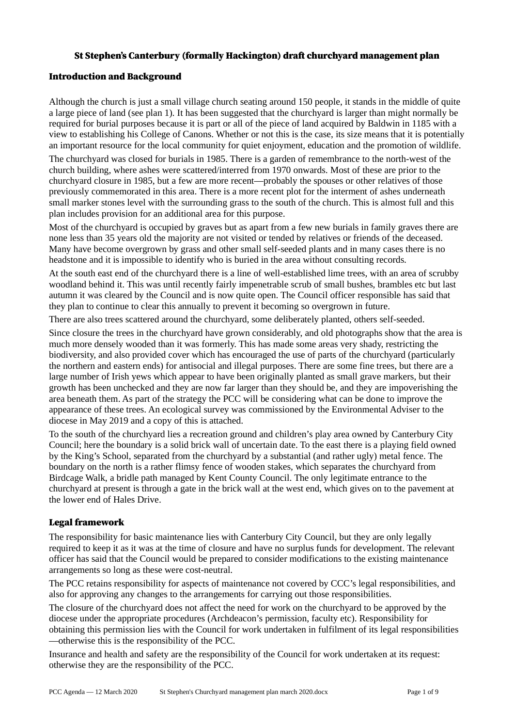# St Stephen's Canterbury (formally Hackington) draft churchyard management plan

## Introduction and Background

Although the church is just a small village church seating around 150 people, it stands in the middle of quite a large piece of land (see plan 1). It has been suggested that the churchyard is larger than might normally be required for burial purposes because it is part or all of the piece of land acquired by Baldwin in 1185 with a view to establishing his College of Canons. Whether or not this is the case, its size means that it is potentially an important resource for the local community for quiet enjoyment, education and the promotion of wildlife.

The churchyard was closed for burials in 1985. There is a garden of remembrance to the north-west of the church building, where ashes were scattered/interred from 1970 onwards. Most of these are prior to the churchyard closure in 1985, but a few are more recent—probably the spouses or other relatives of those previously commemorated in this area. There is a more recent plot for the interment of ashes underneath small marker stones level with the surrounding grass to the south of the church. This is almost full and this plan includes provision for an additional area for this purpose.

Most of the churchyard is occupied by graves but as apart from a few new burials in family graves there are none less than 35 years old the majority are not visited or tended by relatives or friends of the deceased. Many have become overgrown by grass and other small self-seeded plants and in many cases there is no headstone and it is impossible to identify who is buried in the area without consulting records.

At the south east end of the churchyard there is a line of well-established lime trees, with an area of scrubby woodland behind it. This was until recently fairly impenetrable scrub of small bushes, brambles etc but last autumn it was cleared by the Council and is now quite open. The Council officer responsible has said that they plan to continue to clear this annually to prevent it becoming so overgrown in future.

There are also trees scattered around the churchyard, some deliberately planted, others self-seeded.

Since closure the trees in the churchyard have grown considerably, and old photographs show that the area is much more densely wooded than it was formerly. This has made some areas very shady, restricting the biodiversity, and also provided cover which has encouraged the use of parts of the churchyard (particularly the northern and eastern ends) for antisocial and illegal purposes. There are some fine trees, but there are a large number of Irish yews which appear to have been originally planted as small grave markers, but their growth has been unchecked and they are now far larger than they should be, and they are impoverishing the area beneath them. As part of the strategy the PCC will be considering what can be done to improve the appearance of these trees. An ecological survey was commissioned by the Environmental Adviser to the diocese in May 2019 and a copy of this is attached.

To the south of the churchyard lies a recreation ground and children's play area owned by Canterbury City Council; here the boundary is a solid brick wall of uncertain date. To the east there is a playing field owned by the King's School, separated from the churchyard by a substantial (and rather ugly) metal fence. The boundary on the north is a rather flimsy fence of wooden stakes, which separates the churchyard from Birdcage Walk, a bridle path managed by Kent County Council. The only legitimate entrance to the churchyard at present is through a gate in the brick wall at the west end, which gives on to the pavement at the lower end of Hales Drive.

## Legal framework

The responsibility for basic maintenance lies with Canterbury City Council, but they are only legally required to keep it as it was at the time of closure and have no surplus funds for development. The relevant officer has said that the Council would be prepared to consider modifications to the existing maintenance arrangements so long as these were cost-neutral.

The PCC retains responsibility for aspects of maintenance not covered by CCC's legal responsibilities, and also for approving any changes to the arrangements for carrying out those responsibilities.

The closure of the churchyard does not affect the need for work on the churchyard to be approved by the diocese under the appropriate procedures (Archdeacon's permission, faculty etc). Responsibility for obtaining this permission lies with the Council for work undertaken in fulfilment of its legal responsibilities—otherwise this is the responsibility of the PCC.

Insurance and health and safety are the responsibility of the Council for work undertaken at its request: otherwise they are the responsibility of the PCC.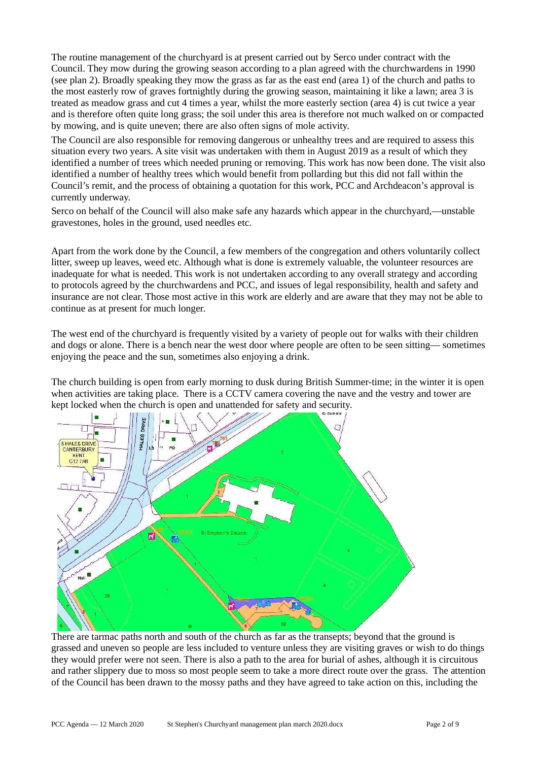The routine management of the churchyard is at present carried out by Serco under contract with the Council. They mow during the growing season according to a plan agreed with the churchwardens in 1990 (see plan 2). Broadly speaking they mow the grass as far as the east end (area 1) of the church and paths to the most easterly row of graves fortnightly during the growing season, maintaining it like a lawn; area 3 is treated as meadow grass and cut 4 times a year, whilst the more easterly section (area 4) is cut twice a year and is therefore often quite long grass; the soil under this area is therefore not much walked on or compacted by mowing, and is quite uneven; there are also often signs of mole activity.

The Council are also responsible for removing dangerous or unhealthy trees and are required to assess this situation every two years. A site visit was undertaken with them in August 2019 as a result of which they identified a number of trees which needed pruning or removing. This work has now been done. The visit also identified a number of healthy trees which would benefit from pollarding but this did not fall within the Council's remit, and the process of obtaining a quotation for this work, PCC and Archdeacon's approval is currently underway.

Serco on behalf of the Council will also make safe any hazards which appear in the churchyard,—unstable gravestones, holes in the ground, used needles etc.

Apart from the work done by the Council, a few members of the congregation and others voluntarily collect litter, sweep up leaves, weed etc. Although what is done is extremely valuable, the volunteer resources are inadequate for what is needed. This work is not undertaken according to any overall strategy and according to protocols agreed by the churchwardens and PCC, and issues of legal responsibility, health and safety and insurance are not clear. Those most active in this work are elderly and are aware that they may not be able to continue as at present for much longer.

The west end of the churchyard is frequently visited by a variety of people out for walks with their children and dogs or alone. There is a bench near the west door where people are often to be seen sitting— sometimes enjoying the peace and the sun, sometimes also enjoying a drink.

The church building is open from early morning to dusk during British Summer-time; in the winter it is open when activities are taking place. There is a CCTV camera covering the nave and the vestry and tower are kept locked when the church is open and unattended for safety and security.

There are tarmac paths north and south of the church as far as the transepts; beyond that the ground is grassed and uneven so people are less included to venture unless they are visiting graves or wish to do things they would prefer were not seen. There is also a path to the area for burial of ashes, although it is circuitous and rather slippery due to moss so most people seem to take a more direct route over the grass. The attention of the Council has been drawn to the mossy paths and they have agreed to take action on this, including the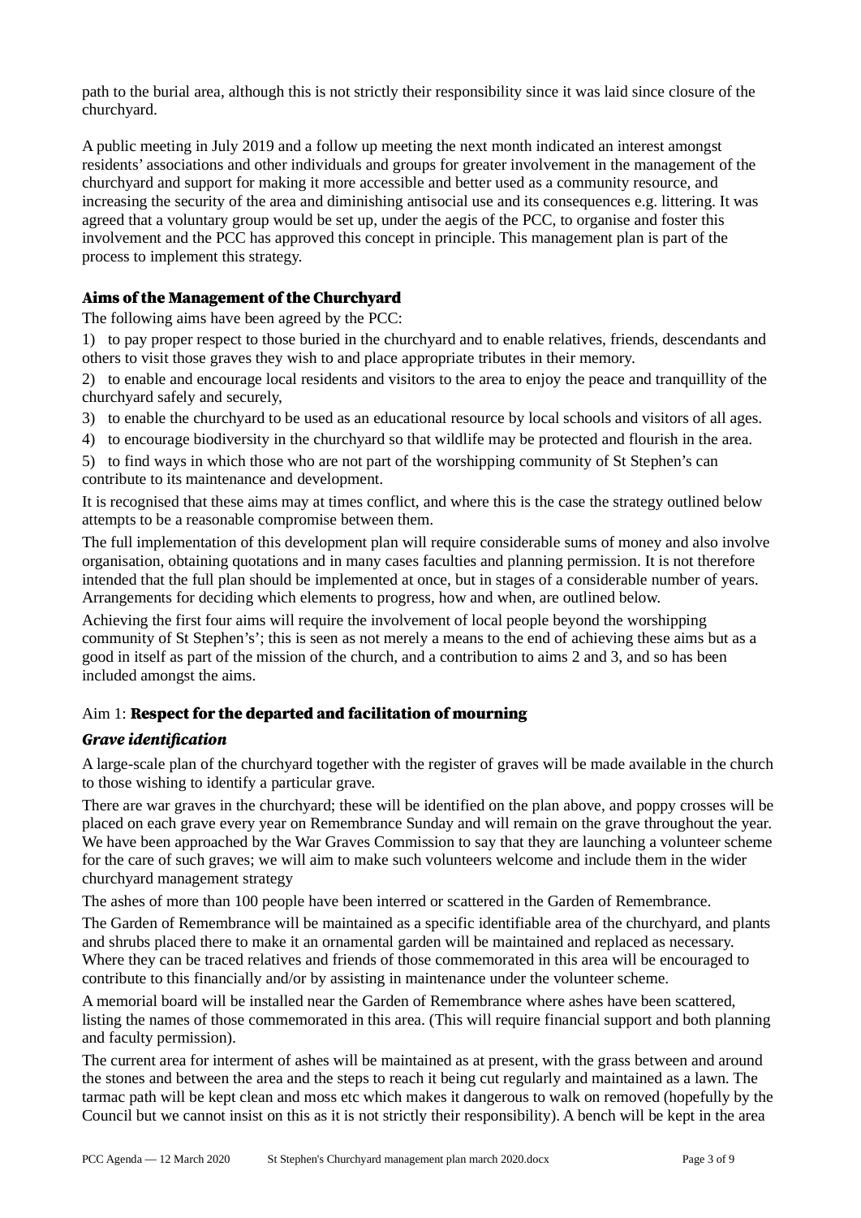path to the burial area, although this is not strictly their responsibility since it was laid since closure of the churchyard.

A public meeting in July 2019 and a follow up meeting the next month indicated an interest amongst residents' associations and other individuals and groups for greater involvement in the management of the churchyard and support for making it more accessible and better used as a community resource, and increasing the security of the area and diminishing antisocial use and its consequences e.g. littering. It was agreed that a voluntary group would be set up, under the aegis of the PCC, to organise and foster this involvement and the PCC has approved this concept in principle. This management plan is part of the process to implement this strategy.

### Aims of the Management of the Churchyard

The following aims have been agreed by the PCC:

1) to pay proper respect to those buried in the churchyard and to enable relatives, friends, descendants and others to visit those graves they wish to and place appropriate tributes in their memory.

2) to enable and encourage local residents and visitors to the area to enjoy the peace and tranquillity of the churchyard safely and securely,

3) to enable the churchyard to be used as an educational resource by local schools and visitors of all ages.

4) to encourage biodiversity in the churchyard so that wildlife may be protected and flourish in the area.

5) to find ways in which those who are not part of the worshipping community of St Stephen's can contribute to its maintenance and development.

It is recognised that these aims may at times conflict, and where this is the case the strategy outlined below attempts to be a reasonable compromise between them.

The full implementation of this development plan will require considerable sums of money and also involve organisation, obtaining quotations and in many cases faculties and planning permission. It is not therefore intended that the full plan should be implemented at once, but in stages of a considerable number of years. Arrangements for deciding which elements to progress, how and when, are outlined below.

Achieving the first four aims will require the involvement of local people beyond the worshipping community of St Stephen's'; this is seen as not merely a means to the end of achieving these aims but as a good in itself as part of the mission of the church, and a contribution to aims 2 and 3, and so has been included amongst the aims.

### Aim 1: **Respect for the departed and facilitation of mourning**

#### *Grave identification*

A large-scale plan of the churchyard together with the register of graves will be made available in the church to those wishing to identify a particular grave.

There are war graves in the churchyard; these will be identified on the plan above, and poppy crosses will be placed on each grave every year on Remembrance Sunday and will remain on the grave throughout the year. We have been approached by the War Graves Commission to say that they are launching a volunteer scheme for the care of such graves; we will aim to make such volunteers welcome and include them in the wider churchyard management strategy

The ashes of more than 100 people have been interred or scattered in the Garden of Remembrance.

The Garden of Remembrance will be maintained as a specific identifiable area of the churchyard, and plants and shrubs placed there to make it an ornamental garden will be maintained and replaced as necessary. Where they can be traced relatives and friends of those commemorated in this area will be encouraged to contribute to this financially and/or by assisting in maintenance under the volunteer scheme.

A memorial board will be installed near the Garden of Remembrance where ashes have been scattered, listing the names of those commemorated in this area. (This will require financial support and both planning and faculty permission).

The current area for interment of ashes will be maintained as at present, with the grass between and around the stones and between the area and the steps to reach it being cut regularly and maintained as a lawn. The tarmac path will be kept clean and moss etc which makes it dangerous to walk on removed (hopefully by the Council but we cannot insist on this as it is not strictly their responsibility). A bench will be kept in the area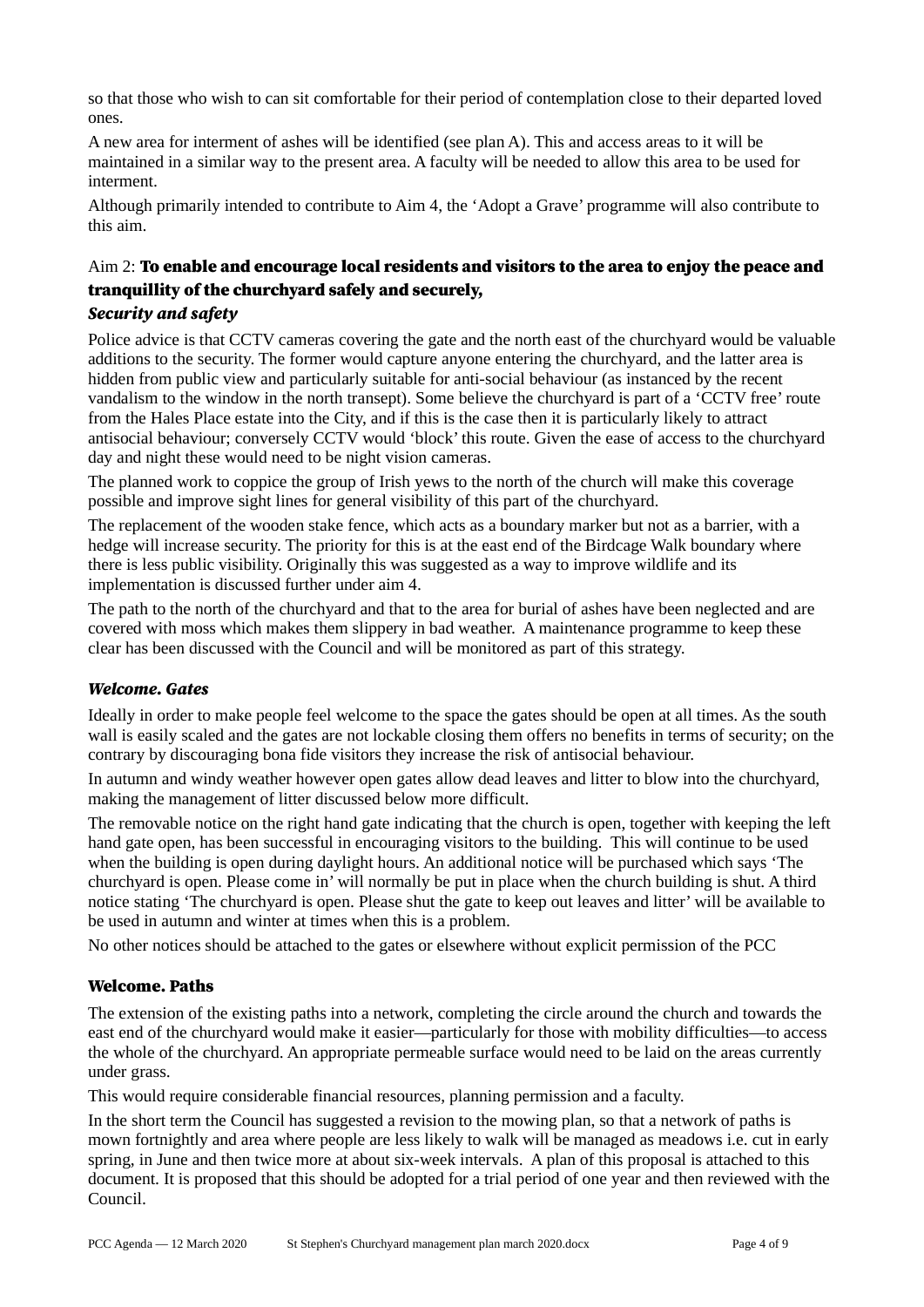so that those who wish to can sit comfortable for their period of contemplation close to their departed loved ones.

A new area for interment of ashes will be identified (see plan A). This and access areas to it will be maintained in a similar way to the present area. A faculty will be needed to allow this area to be used for interment.

Although primarily intended to contribute to Aim 4, the 'Adopt a Grave' programme will also contribute to this aim.

## Aim 2: **To enable and encourage local residents and visitors to the area to enjoy the peace and tranquillity of the churchyard safely and securely,**

### *Security and safety*

Police advice is that CCTV cameras covering the gate and the north east of the churchyard would be valuable additions to the security. The former would capture anyone entering the churchyard, and the latter area is hidden from public view and particularly suitable for anti-social behaviour (as instanced by the recent vandalism to the window in the north transept). Some believe the churchyard is part of a 'CCTV free' route from the Hales Place estate into the City, and if this is the case then it is particularly likely to attract antisocial behaviour; conversely CCTV would 'block' this route. Given the ease of access to the churchyard day and night these would need to be night vision cameras.

The planned work to coppice the group of Irish yews to the north of the church will make this coverage possible and improve sight lines for general visibility of this part of the churchyard.

The replacement of the wooden stake fence, which acts as a boundary marker but not as a barrier, with a hedge will increase security. The priority for this is at the east end of the Birdcage Walk boundary where there is less public visibility. Originally this was suggested as a way to improve wildlife and its implementation is discussed further under aim 4.

The path to the north of the churchyard and that to the area for burial of ashes have been neglected and are covered with moss which makes them slippery in bad weather. A maintenance programme to keep these clear has been discussed with the Council and will be monitored as part of this strategy.

### *Welcome. Gates*

Ideally in order to make people feel welcome to the space the gates should be open at all times. As the south wall is easily scaled and the gates are not lockable closing them offers no benefits in terms of security; on the contrary by discouraging bona fide visitors they increase the risk of antisocial behaviour.

In autumn and windy weather however open gates allow dead leaves and litter to blow into the churchyard, making the management of litter discussed below more difficult.

The removable notice on the right hand gate indicating that the church is open, together with keeping the left hand gate open, has been successful in encouraging visitors to the building. This will continue to be used when the building is open during daylight hours. An additional notice will be purchased which says 'The churchyard is open. Please come in' will normally be put in place when the church building is shut. A third notice stating 'The churchyard is open. Please shut the gate to keep out leaves and litter' will be available to be used in autumn and winter at times when this is a problem.

No other notices should be attached to the gates or elsewhere without explicit permission of the PCC

### **Welcome. Paths**

The extension of the existing paths into a network, completing the circle around the church and towards the east end of the churchyard would make it easier—particularly for those with mobility difficulties—to access the whole of the churchyard. An appropriate permeable surface would need to be laid on the areas currently under grass.

This would require considerable financial resources, planning permission and a faculty.

In the short term the Council has suggested a revision to the mowing plan, so that a network of paths is mown fortnightly and area where people are less likely to walk will be managed as meadows i.e. cut in early spring, in June and then twice more at about six-week intervals. A plan of this proposal is attached to this document. It is proposed that this should be adopted for a trial period of one year and then reviewed with the Council.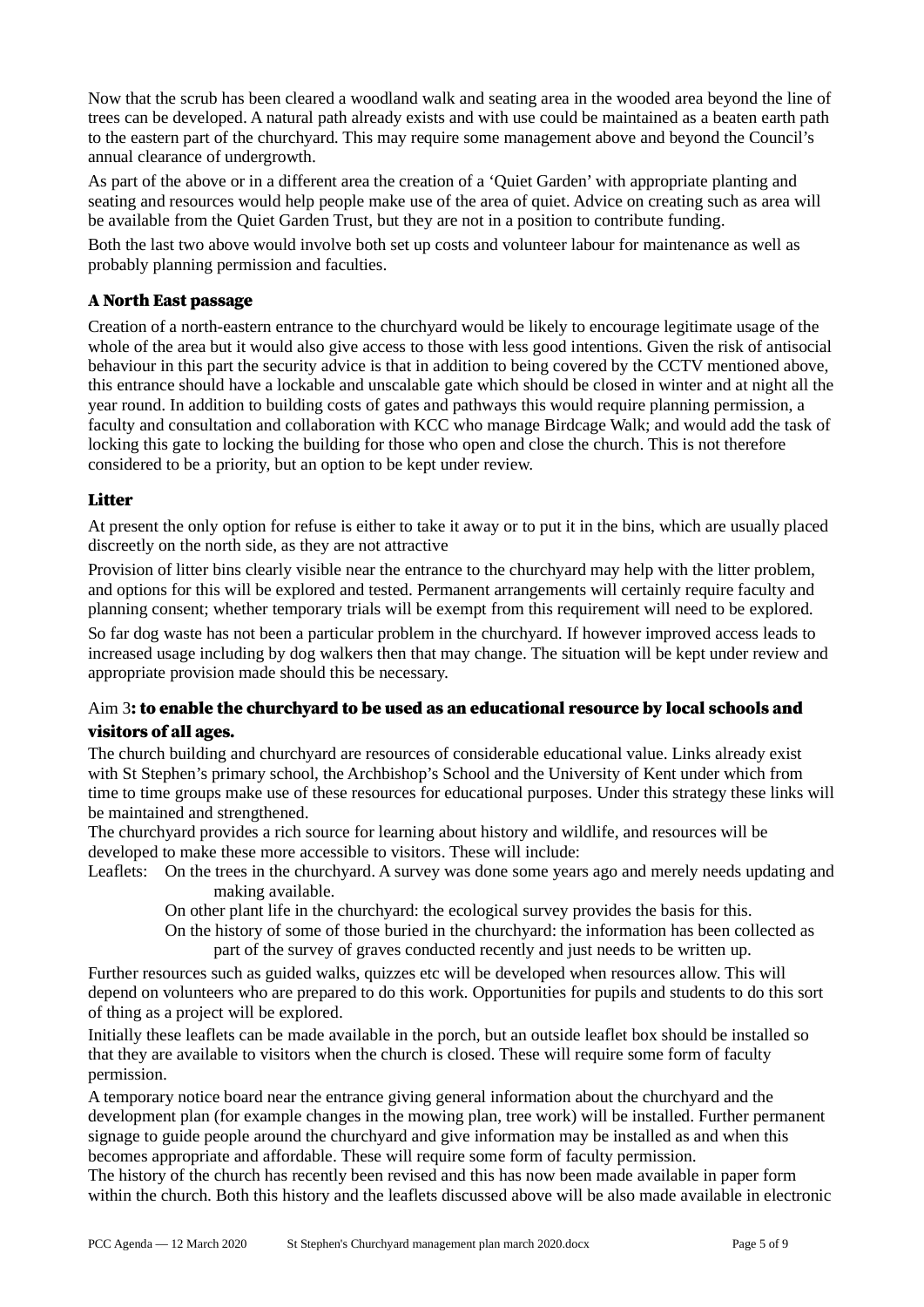Now that the scrub has been cleared a woodland walk and seating area in the wooded area beyond the line of trees can be developed. A natural path already exists and with use could be maintained as a beaten earth path to the eastern part of the churchyard. This may require some management above and beyond the Council's annual clearance of undergrowth.

As part of the above or in a different area the creation of a 'Quiet Garden' with appropriate planting and seating and resources would help people make use of the area of quiet. Advice on creating such as area will be available from the Quiet Garden Trust, but they are not in a position to contribute funding.

Both the last two above would involve both set up costs and volunteer labour for maintenance as well as probably planning permission and faculties.

### A North East passage

Creation of a north-eastern entrance to the churchyard would be likely to encourage legitimate usage of the whole of the area but it would also give access to those with less good intentions. Given the risk of antisocial behaviour in this part the security advice is that in addition to being covered by the CCTV mentioned above, this entrance should have a lockable and unscalable gate which should be closed in winter and at night all the year round. In addition to building costs of gates and pathways this would require planning permission, a faculty and consultation and collaboration with KCC who manage Birdcage Walk; and would add the task of locking this gate to locking the building for those who open and close the church. This is not therefore considered to be a priority, but an option to be kept under review.

### Litter

At present the only option for refuse is either to take it away or to put it in the bins, which are usually placed discreetly on the north side, as they are not attractive

Provision of litter bins clearly visible near the entrance to the churchyard may help with the litter problem, and options for this will be explored and tested. Permanent arrangements will certainly require faculty and planning consent; whether temporary trials will be exempt from this requirement will need to be explored.

So far dog waste has not been a particular problem in the churchyard. If however improved access leads to increased usage including by dog walkers then that may change. The situation will be kept under review and appropriate provision made should this be necessary.

## Aim 3: to enable the churchyard to be used as an educational resource by local schools and visitors of all ages.

The church building and churchyard are resources of considerable educational value. Links already exist with St Stephen's primary school, the Archbishop's School and the University of Kent under which from time to time groups make use of these resources for educational purposes. Under this strategy these links will be maintained and strengthened.

The churchyard provides a rich source for learning about history and wildlife, and resources will be developed to make these more accessible to visitors. These will include:

Leaflets:
- On the trees in the churchyard. A survey was done some years ago and merely needs updating and making available.
- On other plant life in the churchyard: the ecological survey provides the basis for this.
- On the history of some of those buried in the churchyard: the information has been collected as part of the survey of graves conducted recently and just needs to be written up.

Further resources such as guided walks, quizzes etc will be developed when resources allow. This will depend on volunteers who are prepared to do this work. Opportunities for pupils and students to do this sort of thing as a project will be explored.

Initially these leaflets can be made available in the porch, but an outside leaflet box should be installed so that they are available to visitors when the church is closed. These will require some form of faculty permission.

A temporary notice board near the entrance giving general information about the churchyard and the development plan (for example changes in the mowing plan, tree work) will be installed. Further permanent signage to guide people around the churchyard and give information may be installed as and when this becomes appropriate and affordable. These will require some form of faculty permission.

The history of the church has recently been revised and this has now been made available in paper form within the church. Both this history and the leaflets discussed above will be also made available in electronic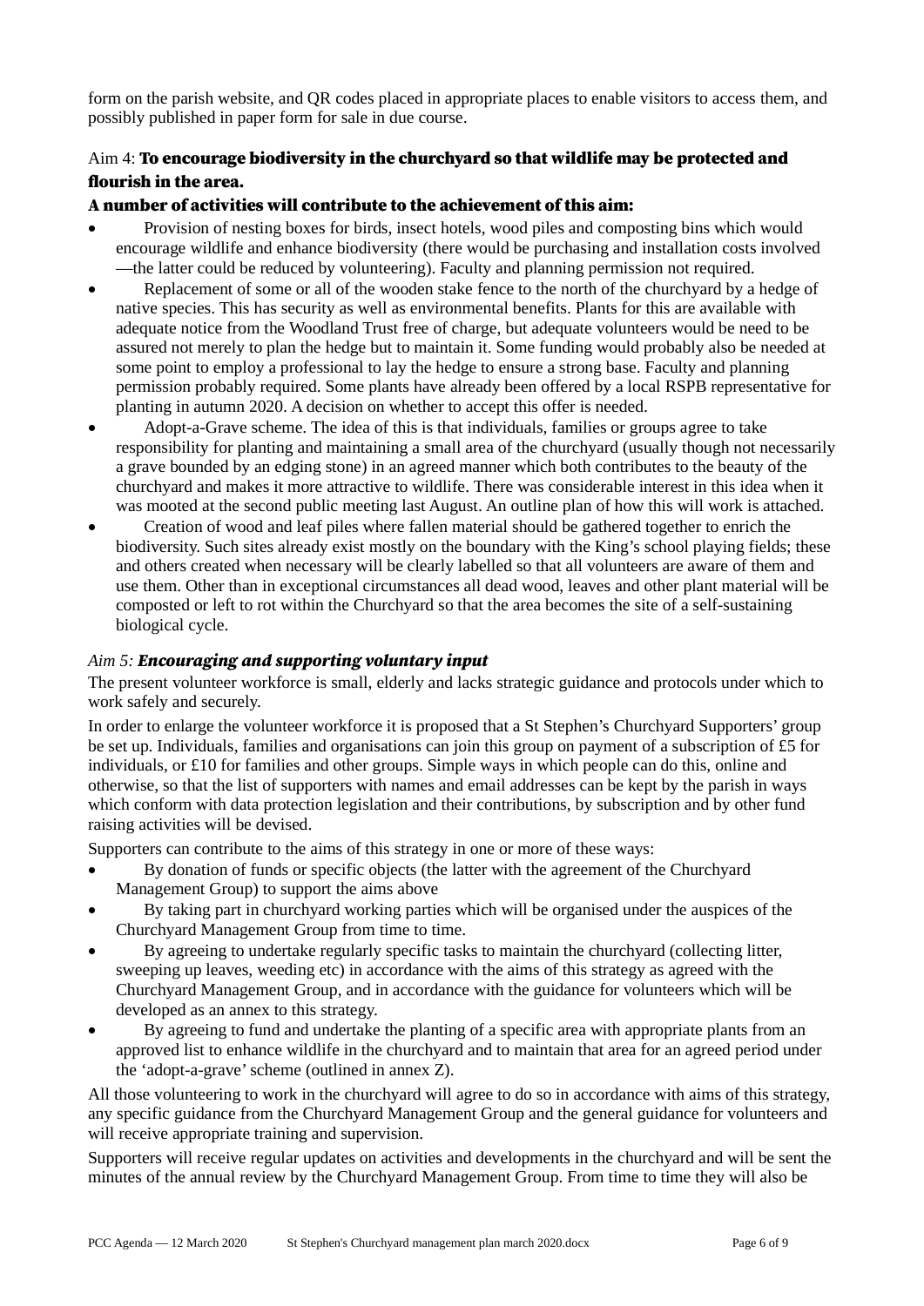form on the parish website, and QR codes placed in appropriate places to enable visitors to access them, and possibly published in paper form for sale in due course.

### Aim 4: **To encourage biodiversity in the churchyard so that wildlife may be protected and flourish in the area.**

**A number of activities will contribute to the achievement of this aim:**

- Provision of nesting boxes for birds, insect hotels, wood piles and composting bins which would encourage wildlife and enhance biodiversity (there would be purchasing and installation costs involved—the latter could be reduced by volunteering). Faculty and planning permission not required.
- Replacement of some or all of the wooden stake fence to the north of the churchyard by a hedge of native species. This has security as well as environmental benefits. Plants for this are available with adequate notice from the Woodland Trust free of charge, but adequate volunteers would be need to be assured not merely to plan the hedge but to maintain it. Some funding would probably also be needed at some point to employ a professional to lay the hedge to ensure a strong base. Faculty and planning permission probably required. Some plants have already been offered by a local RSPB representative for planting in autumn 2020. A decision on whether to accept this offer is needed.
- Adopt-a-Grave scheme. The idea of this is that individuals, families or groups agree to take responsibility for planting and maintaining a small area of the churchyard (usually though not necessarily a grave bounded by an edging stone) in an agreed manner which both contributes to the beauty of the churchyard and makes it more attractive to wildlife. There was considerable interest in this idea when it was mooted at the second public meeting last August. An outline plan of how this will work is attached.
- Creation of wood and leaf piles where fallen material should be gathered together to enrich the biodiversity. Such sites already exist mostly on the boundary with the King's school playing fields; these and others created when necessary will be clearly labelled so that all volunteers are aware of them and use them. Other than in exceptional circumstances all dead wood, leaves and other plant material will be composted or left to rot within the Churchyard so that the area becomes the site of a self-sustaining biological cycle.

### *Aim 5: **Encouraging and supporting voluntary input***

The present volunteer workforce is small, elderly and lacks strategic guidance and protocols under which to work safely and securely.

In order to enlarge the volunteer workforce it is proposed that a St Stephen's Churchyard Supporters' group be set up. Individuals, families and organisations can join this group on payment of a subscription of £5 for individuals, or £10 for families and other groups. Simple ways in which people can do this, online and otherwise, so that the list of supporters with names and email addresses can be kept by the parish in ways which conform with data protection legislation and their contributions, by subscription and by other fund raising activities will be devised.

Supporters can contribute to the aims of this strategy in one or more of these ways:

- By donation of funds or specific objects (the latter with the agreement of the Churchyard Management Group) to support the aims above
- By taking part in churchyard working parties which will be organised under the auspices of the Churchyard Management Group from time to time.
- By agreeing to undertake regularly specific tasks to maintain the churchyard (collecting litter, sweeping up leaves, weeding etc) in accordance with the aims of this strategy as agreed with the Churchyard Management Group, and in accordance with the guidance for volunteers which will be developed as an annex to this strategy.
- By agreeing to fund and undertake the planting of a specific area with appropriate plants from an approved list to enhance wildlife in the churchyard and to maintain that area for an agreed period under the 'adopt-a-grave' scheme (outlined in annex Z).

All those volunteering to work in the churchyard will agree to do so in accordance with aims of this strategy, any specific guidance from the Churchyard Management Group and the general guidance for volunteers and will receive appropriate training and supervision.

Supporters will receive regular updates on activities and developments in the churchyard and will be sent the minutes of the annual review by the Churchyard Management Group. From time to time they will also be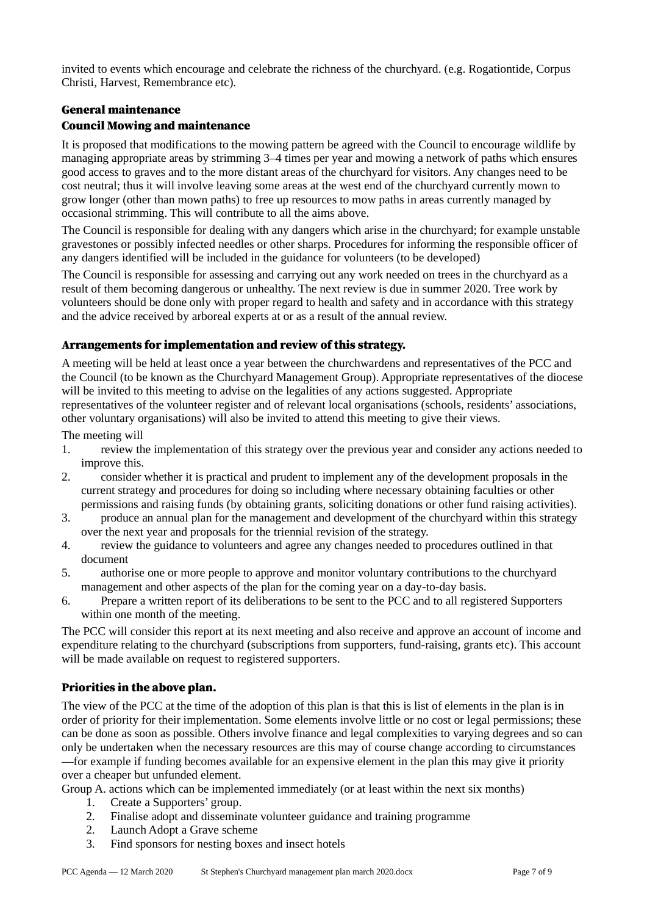invited to events which encourage and celebrate the richness of the churchyard. (e.g. Rogationtide, Corpus Christi, Harvest, Remembrance etc).

### General maintenance

### Council Mowing and maintenance

It is proposed that modifications to the mowing pattern be agreed with the Council to encourage wildlife by managing appropriate areas by strimming 3–4 times per year and mowing a network of paths which ensures good access to graves and to the more distant areas of the churchyard for visitors. Any changes need to be cost neutral; thus it will involve leaving some areas at the west end of the churchyard currently mown to grow longer (other than mown paths) to free up resources to mow paths in areas currently managed by occasional strimming. This will contribute to all the aims above.

The Council is responsible for dealing with any dangers which arise in the churchyard; for example unstable gravestones or possibly infected needles or other sharps. Procedures for informing the responsible officer of any dangers identified will be included in the guidance for volunteers (to be developed)

The Council is responsible for assessing and carrying out any work needed on trees in the churchyard as a result of them becoming dangerous or unhealthy. The next review is due in summer 2020. Tree work by volunteers should be done only with proper regard to health and safety and in accordance with this strategy and the advice received by arboreal experts at or as a result of the annual review.

### Arrangements for implementation and review of this strategy.

A meeting will be held at least once a year between the churchwardens and representatives of the PCC and the Council (to be known as the Churchyard Management Group). Appropriate representatives of the diocese will be invited to this meeting to advise on the legalities of any actions suggested. Appropriate representatives of the volunteer register and of relevant local organisations (schools, residents' associations, other voluntary organisations) will also be invited to attend this meeting to give their views.

The meeting will

1. review the implementation of this strategy over the previous year and consider any actions needed to improve this.
2. consider whether it is practical and prudent to implement any of the development proposals in the current strategy and procedures for doing so including where necessary obtaining faculties or other permissions and raising funds (by obtaining grants, soliciting donations or other fund raising activities).
3. produce an annual plan for the management and development of the churchyard within this strategy over the next year and proposals for the triennial revision of the strategy.
4. review the guidance to volunteers and agree any changes needed to procedures outlined in that document
5. authorise one or more people to approve and monitor voluntary contributions to the churchyard management and other aspects of the plan for the coming year on a day-to-day basis.
6. Prepare a written report of its deliberations to be sent to the PCC and to all registered Supporters within one month of the meeting.

The PCC will consider this report at its next meeting and also receive and approve an account of income and expenditure relating to the churchyard (subscriptions from supporters, fund-raising, grants etc). This account will be made available on request to registered supporters.

### Priorities in the above plan.

The view of the PCC at the time of the adoption of this plan is that this is list of elements in the plan is in order of priority for their implementation. Some elements involve little or no cost or legal permissions; these can be done as soon as possible. Others involve finance and legal complexities to varying degrees and so can only be undertaken when the necessary resources are this may of course change according to circumstances —for example if funding becomes available for an expensive element in the plan this may give it priority over a cheaper but unfunded element.

Group A. actions which can be implemented immediately (or at least within the next six months)

1. Create a Supporters' group.
2. Finalise adopt and disseminate volunteer guidance and training programme
2. Launch Adopt a Grave scheme
3. Find sponsors for nesting boxes and insect hotels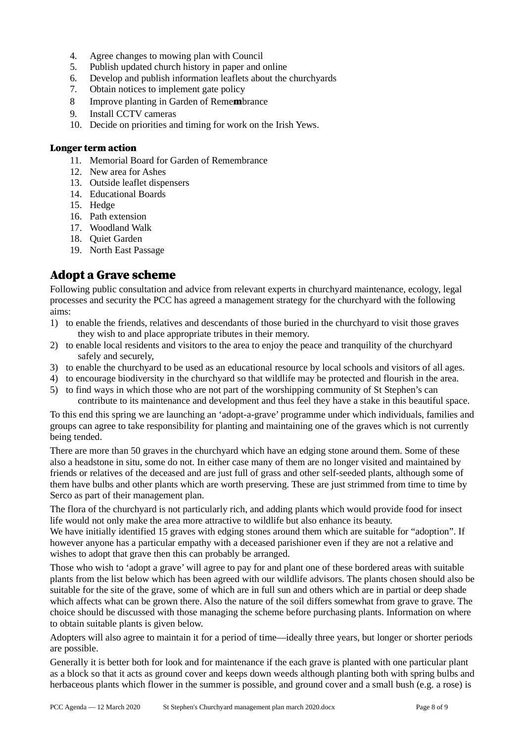4. Agree changes to mowing plan with Council
5. Publish updated church history in paper and online
6. Develop and publish information leaflets about the churchyards
7. Obtain notices to implement gate policy
8. Improve planting in Garden of Remembrance
9. Install CCTV cameras
10. Decide on priorities and timing for work on the Irish Yews.

**Longer term action**

11. Memorial Board for Garden of Remembrance
12. New area for Ashes
13. Outside leaflet dispensers
14. Educational Boards
15. Hedge
16. Path extension
17. Woodland Walk
18. Quiet Garden
19. North East Passage

## Adopt a Grave scheme

Following public consultation and advice from relevant experts in churchyard maintenance, ecology, legal processes and security the PCC has agreed a management strategy for the churchyard with the following aims:

1) to enable the friends, relatives and descendants of those buried in the churchyard to visit those graves they wish to and place appropriate tributes in their memory.
2) to enable local residents and visitors to the area to enjoy the peace and tranquility of the churchyard safely and securely,
3) to enable the churchyard to be used as an educational resource by local schools and visitors of all ages.
4) to encourage biodiversity in the churchyard so that wildlife may be protected and flourish in the area.
5) to find ways in which those who are not part of the worshipping community of St Stephen's can contribute to its maintenance and development and thus feel they have a stake in this beautiful space.

To this end this spring we are launching an 'adopt-a-grave' programme under which individuals, families and groups can agree to take responsibility for planting and maintaining one of the graves which is not currently being tended.

There are more than 50 graves in the churchyard which have an edging stone around them. Some of these also a headstone in situ, some do not. In either case many of them are no longer visited and maintained by friends or relatives of the deceased and are just full of grass and other self-seeded plants, although some of them have bulbs and other plants which are worth preserving. These are just strimmed from time to time by Serco as part of their management plan.

The flora of the churchyard is not particularly rich, and adding plants which would provide food for insect life would not only make the area more attractive to wildlife but also enhance its beauty.
We have initially identified 15 graves with edging stones around them which are suitable for "adoption". If however anyone has a particular empathy with a deceased parishioner even if they are not a relative and wishes to adopt that grave then this can probably be arranged.

Those who wish to 'adopt a grave' will agree to pay for and plant one of these bordered areas with suitable plants from the list below which has been agreed with our wildlife advisors. The plants chosen should also be suitable for the site of the grave, some of which are in full sun and others which are in partial or deep shade which affects what can be grown there. Also the nature of the soil differs somewhat from grave to grave. The choice should be discussed with those managing the scheme before purchasing plants. Information on where to obtain suitable plants is given below.

Adopters will also agree to maintain it for a period of time—ideally three years, but longer or shorter periods are possible.

Generally it is better both for look and for maintenance if the each grave is planted with one particular plant as a block so that it acts as ground cover and keeps down weeds although planting both with spring bulbs and herbaceous plants which flower in the summer is possible, and ground cover and a small bush (e.g. a rose) is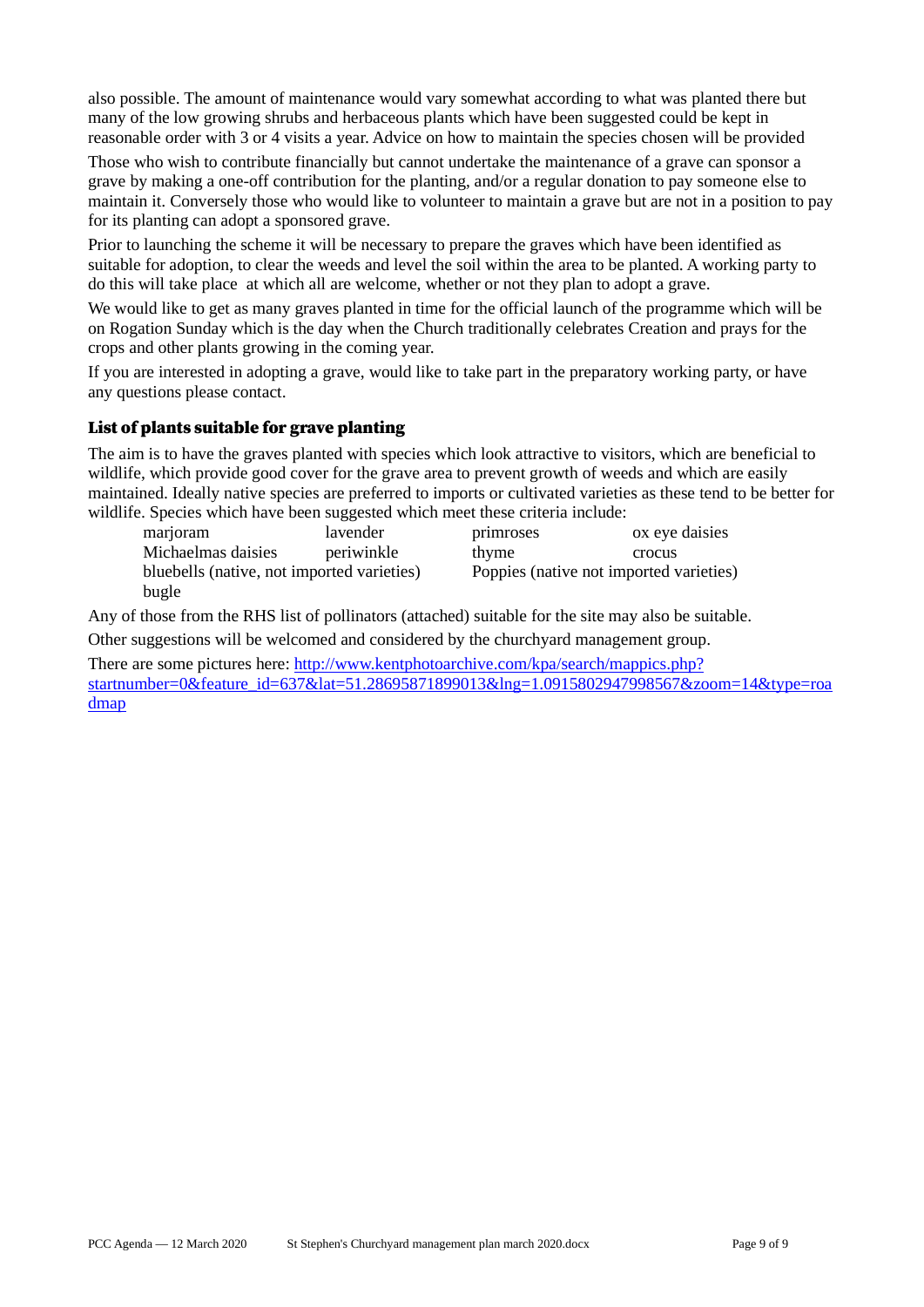also possible. The amount of maintenance would vary somewhat according to what was planted there but many of the low growing shrubs and herbaceous plants which have been suggested could be kept in reasonable order with 3 or 4 visits a year. Advice on how to maintain the species chosen will be provided

Those who wish to contribute financially but cannot undertake the maintenance of a grave can sponsor a grave by making a one-off contribution for the planting, and/or a regular donation to pay someone else to maintain it. Conversely those who would like to volunteer to maintain a grave but are not in a position to pay for its planting can adopt a sponsored grave.

Prior to launching the scheme it will be necessary to prepare the graves which have been identified as suitable for adoption, to clear the weeds and level the soil within the area to be planted. A working party to do this will take place at which all are welcome, whether or not they plan to adopt a grave.

We would like to get as many graves planted in time for the official launch of the programme which will be on Rogation Sunday which is the day when the Church traditionally celebrates Creation and prays for the crops and other plants growing in the coming year.

If you are interested in adopting a grave, would like to take part in the preparatory working party, or have any questions please contact.

### List of plants suitable for grave planting

The aim is to have the graves planted with species which look attractive to visitors, which are beneficial to wildlife, which provide good cover for the grave area to prevent growth of weeds and which are easily maintained. Ideally native species are preferred to imports or cultivated varieties as these tend to be better for wildlife. Species which have been suggested which meet these criteria include:

| | | | |
|---|---|---|---|
| marjoram | lavender | primroses | ox eye daisies |
| Michaelmas daisies | periwinkle | thyme | crocus |
| bluebells (native, not imported varieties) | | Poppies (native not imported varieties) | |
| bugle | | | |

Any of those from the RHS list of pollinators (attached) suitable for the site may also be suitable.

Other suggestions will be welcomed and considered by the churchyard management group.

There are some pictures here: [http://www.kentphotoarchive.com/kpa/search/mappics.php?startnumber=0&feature_id=637&lat=51.28695871899013&lng=1.0915802947998567&zoom=14&type=roadmap](http://www.kentphotoarchive.com/kpa/search/mappics.php?startnumber=0&feature_id=637&lat=51.28695871899013&lng=1.0915802947998567&zoom=14&type=roadmap)